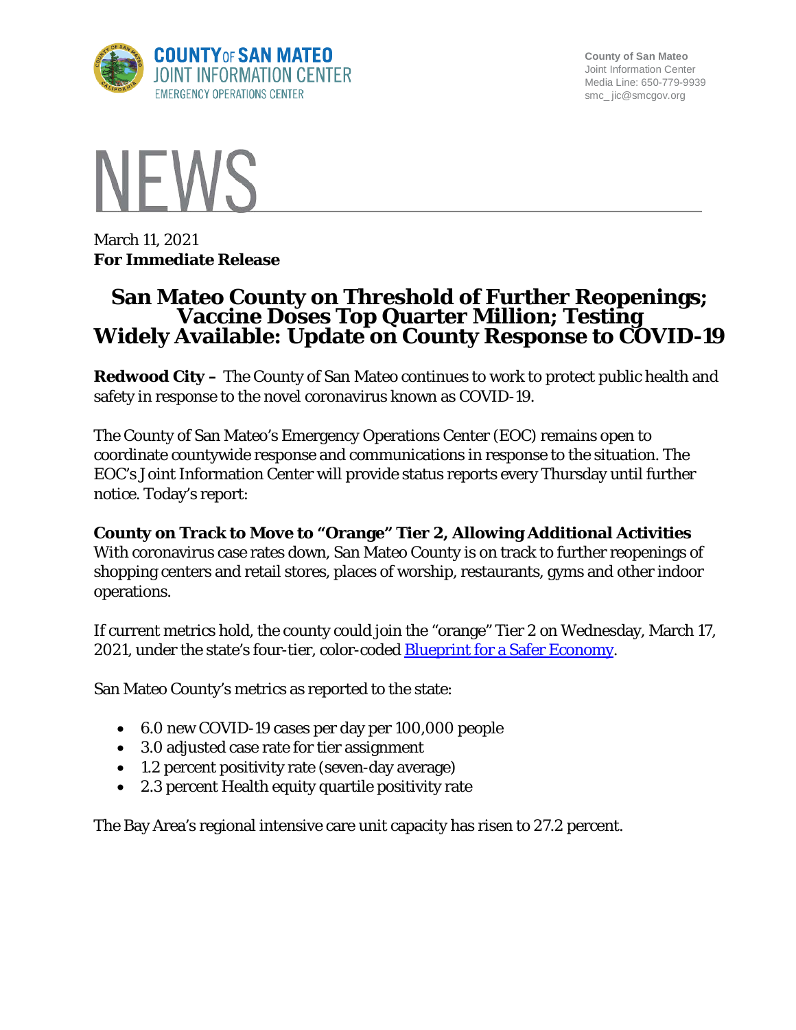County of San Mateo
Joint Information Center
Media Line: 650-779-9939
smc_ jic@smcgov.org

COUNTY OF SAN MATEO
JOINT INFORMATION CENTER
EMERGENCY OPERATIONS CENTER

# NEWS

March 11, 2021
**For Immediate Release**

# San Mateo County on Threshold of Further Reopenings; Vaccine Doses Top Quarter Million; Testing Widely Available: Update on County Response to COVID-19

**Redwood City –** The County of San Mateo continues to work to protect public health and safety in response to the novel coronavirus known as COVID-19.

The County of San Mateo's Emergency Operations Center (EOC) remains open to coordinate countywide response and communications in response to the situation. The EOC's Joint Information Center will provide status reports every Thursday until further notice. Today's report:

**County on Track to Move to "Orange" Tier 2, Allowing Additional Activities**
With coronavirus case rates down, San Mateo County is on track to further reopenings of shopping centers and retail stores, places of worship, restaurants, gyms and other indoor operations.

If current metrics hold, the county could join the "orange" Tier 2 on Wednesday, March 17, 2021, under the state's four-tier, color-coded [Blueprint for a Safer Economy](Blueprint for a Safer Economy).

San Mateo County's metrics as reported to the state:

- 6.0 new COVID-19 cases per day per 100,000 people
- 3.0 adjusted case rate for tier assignment
- 1.2 percent positivity rate (seven-day average)
- 2.3 percent Health equity quartile positivity rate

The Bay Area's regional intensive care unit capacity has risen to 27.2 percent.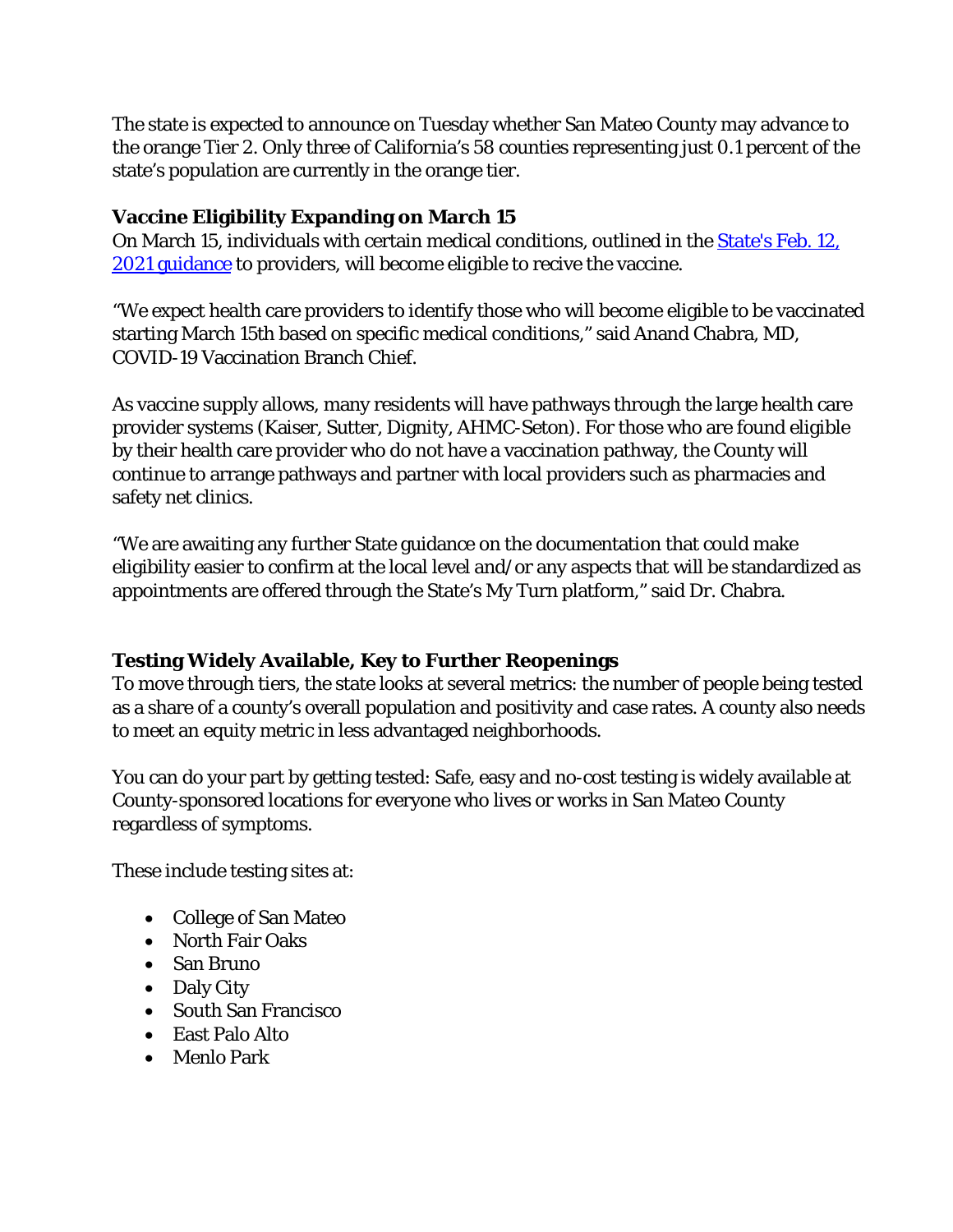The state is expected to announce on Tuesday whether San Mateo County may advance to the orange Tier 2. Only three of California's 58 counties representing just 0.1 percent of the state's population are currently in the orange tier.

**Vaccine Eligibility Expanding on March 15**

On March 15, individuals with certain medical conditions, outlined in the [State's Feb. 12, 2021 guidance]() to providers, will become eligible to recive the vaccine.

"We expect health care providers to identify those who will become eligible to be vaccinated starting March 15th based on specific medical conditions," said Anand Chabra, MD, COVID-19 Vaccination Branch Chief.

As vaccine supply allows, many residents will have pathways through the large health care provider systems (Kaiser, Sutter, Dignity, AHMC-Seton). For those who are found eligible by their health care provider who do not have a vaccination pathway, the County will continue to arrange pathways and partner with local providers such as pharmacies and safety net clinics.

"We are awaiting any further State guidance on the documentation that could make eligibility easier to confirm at the local level and/or any aspects that will be standardized as appointments are offered through the State's My Turn platform," said Dr. Chabra.

**Testing Widely Available, Key to Further Reopenings**

To move through tiers, the state looks at several metrics: the number of people being tested as a share of a county's overall population and positivity and case rates. A county also needs to meet an equity metric in less advantaged neighborhoods.

You can do your part by getting tested: Safe, easy and no-cost testing is widely available at County-sponsored locations for everyone who lives or works in San Mateo County regardless of symptoms.

These include testing sites at:

- College of San Mateo
- North Fair Oaks
- San Bruno
- Daly City
- South San Francisco
- East Palo Alto
- Menlo Park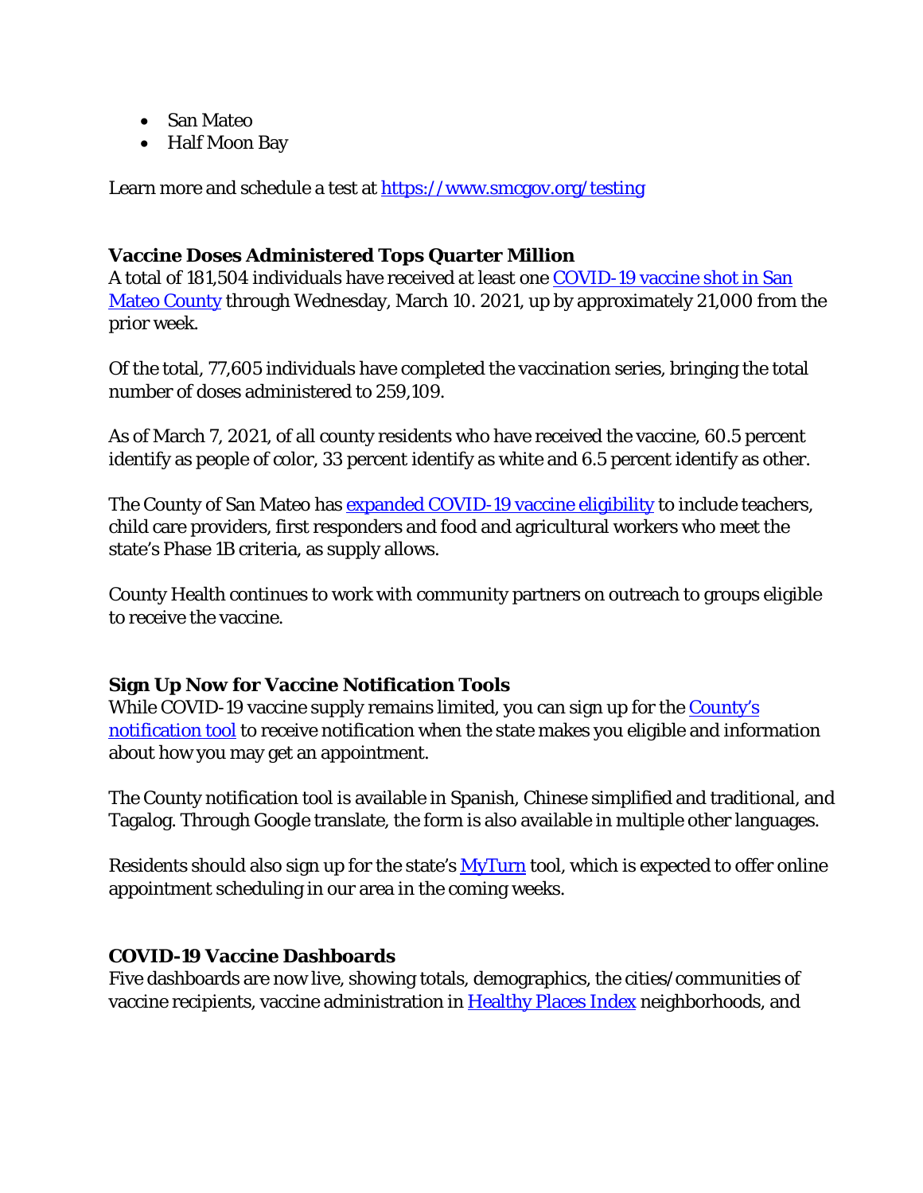- San Mateo
- Half Moon Bay

Learn more and schedule a test at https://www.smcgov.org/testing

**Vaccine Doses Administered Tops Quarter Million**

A total of 181,504 individuals have received at least one COVID-19 vaccine shot in San Mateo County through Wednesday, March 10. 2021, up by approximately 21,000 from the prior week.

Of the total, 77,605 individuals have completed the vaccination series, bringing the total number of doses administered to 259,109.

As of March 7, 2021, of all county residents who have received the vaccine, 60.5 percent identify as people of color, 33 percent identify as white and 6.5 percent identify as other.

The County of San Mateo has expanded COVID-19 vaccine eligibility to include teachers, child care providers, first responders and food and agricultural workers who meet the state's Phase 1B criteria, as supply allows.

County Health continues to work with community partners on outreach to groups eligible to receive the vaccine.

**Sign Up Now for Vaccine Notification Tools**

While COVID-19 vaccine supply remains limited, you can sign up for the County's notification tool to receive notification when the state makes you eligible and information about how you may get an appointment.

The County notification tool is available in Spanish, Chinese simplified and traditional, and Tagalog. Through Google translate, the form is also available in multiple other languages.

Residents should also sign up for the state's MyTurn tool, which is expected to offer online appointment scheduling in our area in the coming weeks.

**COVID-19 Vaccine Dashboards**

Five dashboards are now live, showing totals, demographics, the cities/communities of vaccine recipients, vaccine administration in Healthy Places Index neighborhoods, and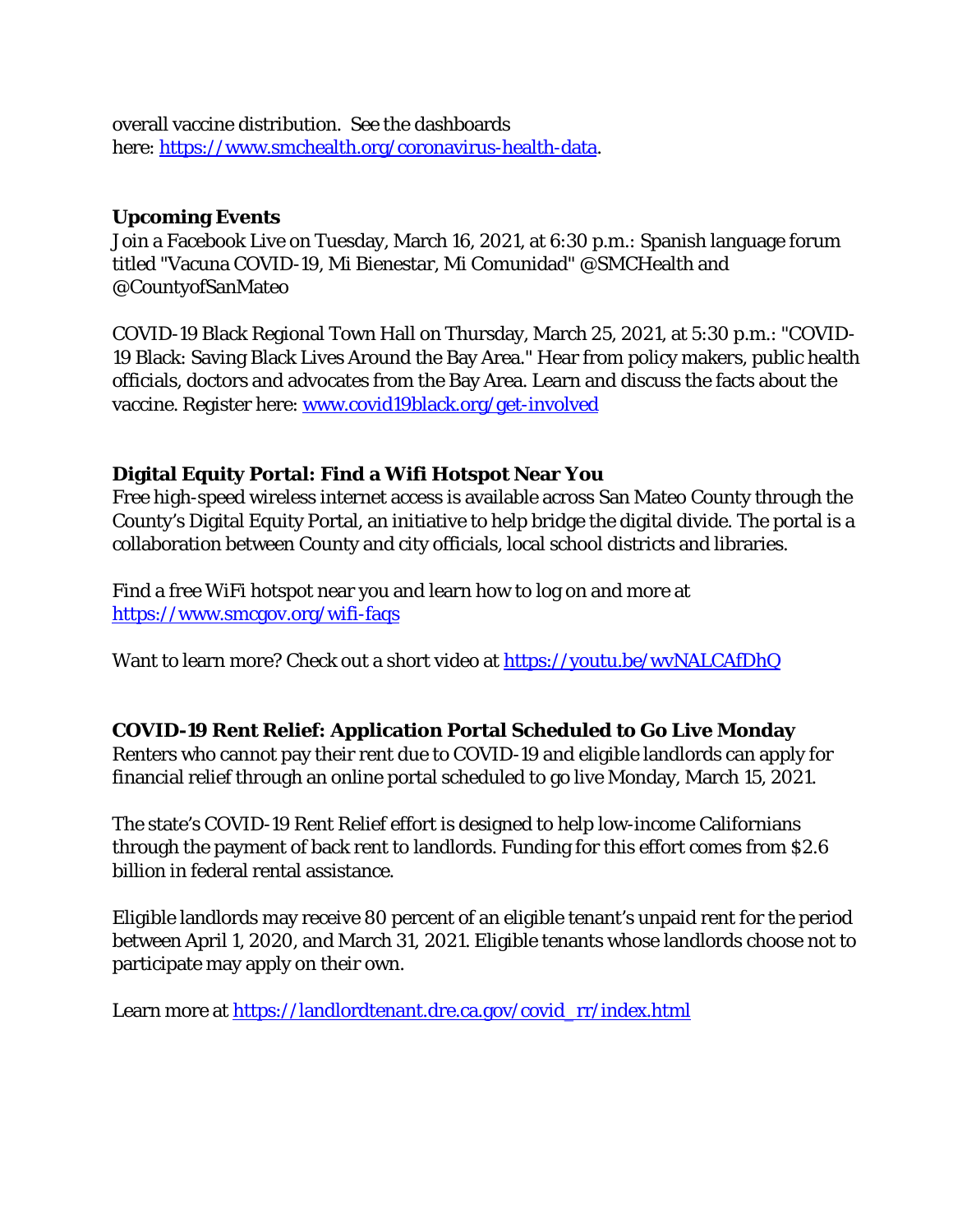overall vaccine distribution. See the dashboards here: https://www.smchealth.org/coronavirus-health-data.

**Upcoming Events**

Join a Facebook Live on Tuesday, March 16, 2021, at 6:30 p.m.: Spanish language forum titled "Vacuna COVID-19, Mi Bienestar, Mi Comunidad" @SMCHealth and @CountyofSanMateo

COVID-19 Black Regional Town Hall on Thursday, March 25, 2021, at 5:30 p.m.: "COVID-19 Black: Saving Black Lives Around the Bay Area." Hear from policy makers, public health officials, doctors and advocates from the Bay Area. Learn and discuss the facts about the vaccine. Register here: www.covid19black.org/get-involved

**Digital Equity Portal: Find a Wifi Hotspot Near You**

Free high-speed wireless internet access is available across San Mateo County through the County's Digital Equity Portal, an initiative to help bridge the digital divide. The portal is a collaboration between County and city officials, local school districts and libraries.

Find a free WiFi hotspot near you and learn how to log on and more at https://www.smcgov.org/wifi-faqs

Want to learn more? Check out a short video at https://youtu.be/wvNALCAfDhQ

**COVID-19 Rent Relief: Application Portal Scheduled to Go Live Monday**

Renters who cannot pay their rent due to COVID-19 and eligible landlords can apply for financial relief through an online portal scheduled to go live Monday, March 15, 2021.

The state's COVID-19 Rent Relief effort is designed to help low-income Californians through the payment of back rent to landlords. Funding for this effort comes from $2.6 billion in federal rental assistance.

Eligible landlords may receive 80 percent of an eligible tenant's unpaid rent for the period between April 1, 2020, and March 31, 2021. Eligible tenants whose landlords choose not to participate may apply on their own.

Learn more at https://landlordtenant.dre.ca.gov/covid_rr/index.html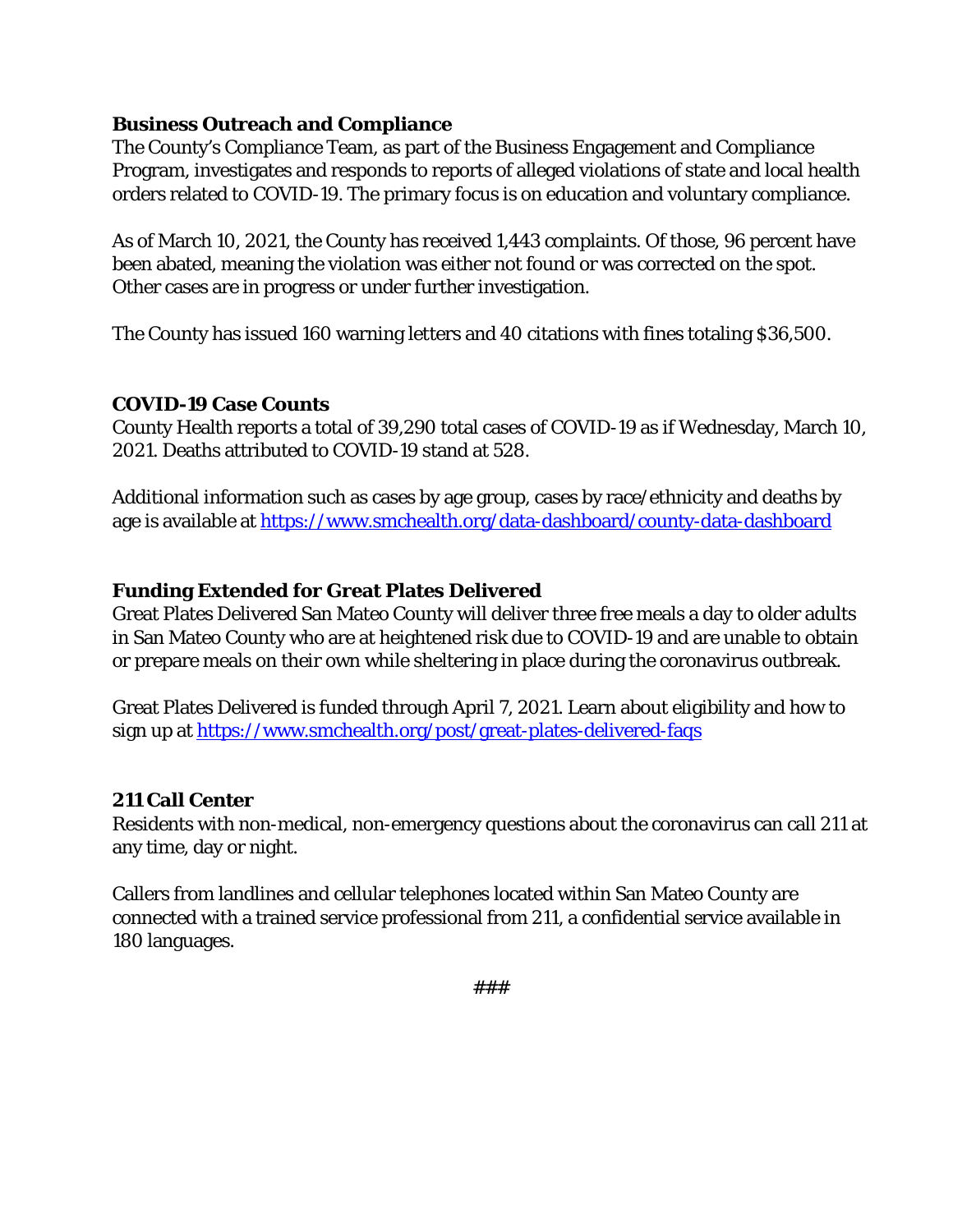## Business Outreach and Compliance

The County's Compliance Team, as part of the Business Engagement and Compliance Program, investigates and responds to reports of alleged violations of state and local health orders related to COVID-19. The primary focus is on education and voluntary compliance.

As of March 10, 2021, the County has received 1,443 complaints. Of those, 96 percent have been abated, meaning the violation was either not found or was corrected on the spot. Other cases are in progress or under further investigation.

The County has issued 160 warning letters and 40 citations with fines totaling $36,500.

## COVID-19 Case Counts

County Health reports a total of 39,290 total cases of COVID-19 as if Wednesday, March 10, 2021. Deaths attributed to COVID-19 stand at 528.

Additional information such as cases by age group, cases by race/ethnicity and deaths by age is available at https://www.smchealth.org/data-dashboard/county-data-dashboard

## Funding Extended for Great Plates Delivered

Great Plates Delivered San Mateo County will deliver three free meals a day to older adults in San Mateo County who are at heightened risk due to COVID-19 and are unable to obtain or prepare meals on their own while sheltering in place during the coronavirus outbreak.

Great Plates Delivered is funded through April 7, 2021. Learn about eligibility and how to sign up at https://www.smchealth.org/post/great-plates-delivered-faqs

## 211 Call Center

Residents with non-medical, non-emergency questions about the coronavirus can call 211 at any time, day or night.

Callers from landlines and cellular telephones located within San Mateo County are connected with a trained service professional from 211, a confidential service available in 180 languages.

###